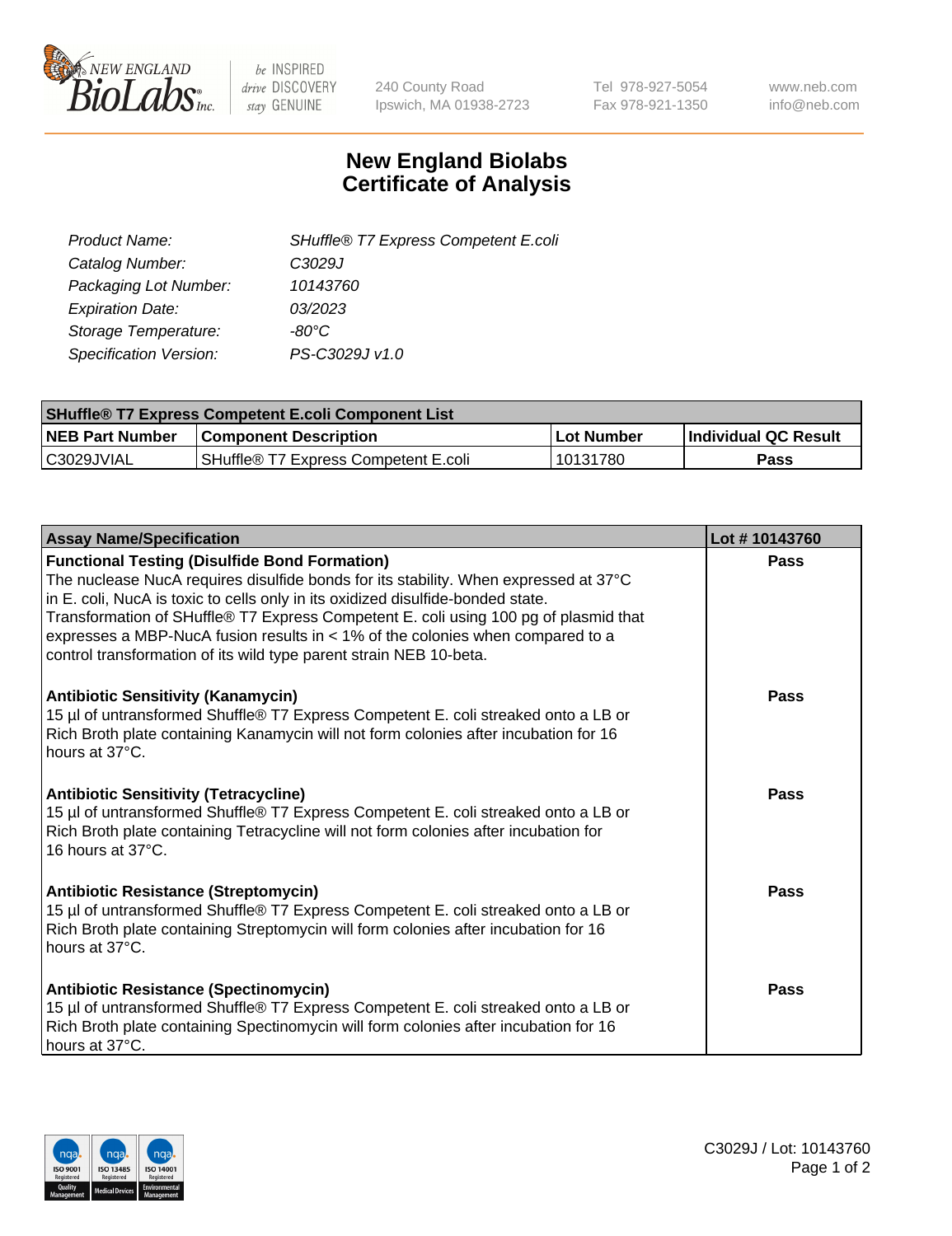240 County Road
Ipswich, MA 01938-2723

Tel 978-927-5054
Fax 978-921-1350

www.neb.com
info@neb.com

# New England Biolabs
# Certificate of Analysis

| | |
|---|---|
| *Product Name:* | *SHuffle® T7 Express Competent E.coli* |
| *Catalog Number:* | *C3029J* |
| *Packaging Lot Number:* | *10143760* |
| *Expiration Date:* | *03/2023* |
| *Storage Temperature:* | *-80°C* |
| *Specification Version:* | *PS-C3029J v1.0* |

| **SHuffle® T7 Express Competent E.coli Component List** | | | |
|---|---|---|---|
| **NEB Part Number** | **Component Description** | **Lot Number** | **Individual QC Result** |
| C3029JVIAL | SHuffle® T7 Express Competent E.coli | 10131780 | **Pass** |

| **Assay Name/Specification** | **Lot # 10143760** |
|---|---|
| **Functional Testing (Disulfide Bond Formation)** The nuclease NucA requires disulfide bonds for its stability. When expressed at 37°C in E. coli, NucA is toxic to cells only in its oxidized disulfide-bonded state. Transformation of SHuffle® T7 Express Competent E. coli using 100 pg of plasmid that expresses a MBP-NucA fusion results in < 1% of the colonies when compared to a control transformation of its wild type parent strain NEB 10-beta. | **Pass** |
| **Antibiotic Sensitivity (Kanamycin)** 15 µl of untransformed Shuffle® T7 Express Competent E. coli streaked onto a LB or Rich Broth plate containing Kanamycin will not form colonies after incubation for 16 hours at 37°C. | **Pass** |
| **Antibiotic Sensitivity (Tetracycline)** 15 µl of untransformed Shuffle® T7 Express Competent E. coli streaked onto a LB or Rich Broth plate containing Tetracycline will not form colonies after incubation for 16 hours at 37°C. | **Pass** |
| **Antibiotic Resistance (Streptomycin)** 15 µl of untransformed Shuffle® T7 Express Competent E. coli streaked onto a LB or Rich Broth plate containing Streptomycin will form colonies after incubation for 16 hours at 37°C. | **Pass** |
| **Antibiotic Resistance (Spectinomycin)** 15 µl of untransformed Shuffle® T7 Express Competent E. coli streaked onto a LB or Rich Broth plate containing Spectinomycin will form colonies after incubation for 16 hours at 37°C. | **Pass** |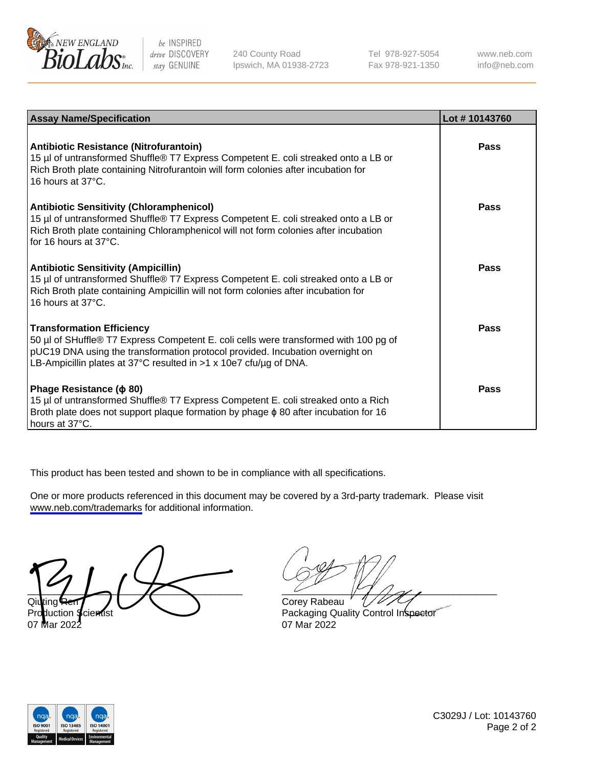| Assay Name/Specification | Lot # 10143760 |
| --- | --- |
| **Antibiotic Resistance (Nitrofurantoin)**<br>15 µl of untransformed Shuffle® T7 Express Competent E. coli streaked onto a LB or Rich Broth plate containing Nitrofurantoin will form colonies after incubation for 16 hours at 37°C. | **Pass** |
| **Antibiotic Sensitivity (Chloramphenicol)**<br>15 µl of untransformed Shuffle® T7 Express Competent E. coli streaked onto a LB or Rich Broth plate containing Chloramphenicol will not form colonies after incubation for 16 hours at 37°C. | **Pass** |
| **Antibiotic Sensitivity (Ampicillin)**<br>15 µl of untransformed Shuffle® T7 Express Competent E. coli streaked onto a LB or Rich Broth plate containing Ampicillin will not form colonies after incubation for 16 hours at 37°C. | **Pass** |
| **Transformation Efficiency**<br>50 µl of SHuffle® T7 Express Competent E. coli cells were transformed with 100 pg of pUC19 DNA using the transformation protocol provided. Incubation overnight on LB-Ampicillin plates at 37°C resulted in >1 x 10e7 cfu/µg of DNA. | **Pass** |
| **Phage Resistance (ϕ 80)**<br>15 µl of untransformed Shuffle® T7 Express Competent E. coli streaked onto a Rich Broth plate does not support plaque formation by phage ϕ 80 after incubation for 16 hours at 37°C. | **Pass** |

This product has been tested and shown to be in compliance with all specifications.

One or more products referenced in this document may be covered by a 3rd-party trademark. Please visit www.neb.com/trademarks for additional information.

Qiuting Ren
Production Scientist
07 Mar 2022

Corey Rabeau
Packaging Quality Control Inspector
07 Mar 2022

C3029J / Lot: 10143760